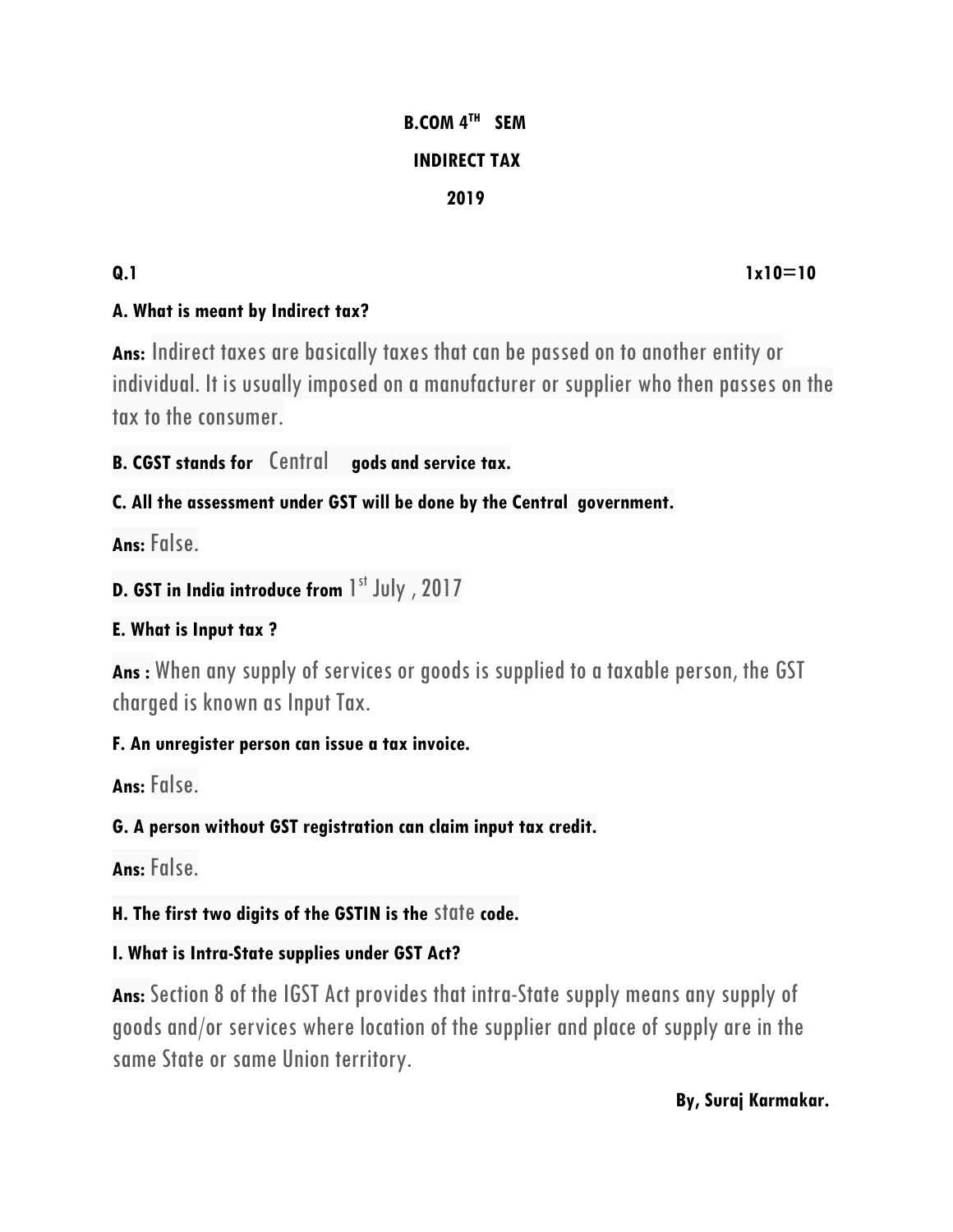**B.COM 4TH SEM**

**INDIRECT TAX**

**2019**

**Q.1** **1x10=10**

**A. What is meant by Indirect tax?**

**Ans:** Indirect taxes are basically taxes that can be passed on to another entity or individual. It is usually imposed on a manufacturer or supplier who then passes on the tax to the consumer.

**B. CGST stands for** Central **gods and service tax.**

**C. All the assessment under GST will be done by the Central government.**

**Ans:** False.

**D. GST in India introduce from** 1st July , 2017

**E. What is Input tax ?**

**Ans :** When any supply of services or goods is supplied to a taxable person, the GST charged is known as Input Tax.

**F. An unregister person can issue a tax invoice.**

**Ans:** False.

**G. A person without GST registration can claim input tax credit.**

**Ans:** False.

**H. The first two digits of the GSTIN is the** state **code.**

**I. What is Intra-State supplies under GST Act?**

**Ans:** Section 8 of the IGST Act provides that intra-State supply means any supply of goods and/or services where location of the supplier and place of supply are in the same State or same Union territory.

**By, Suraj Karmakar.**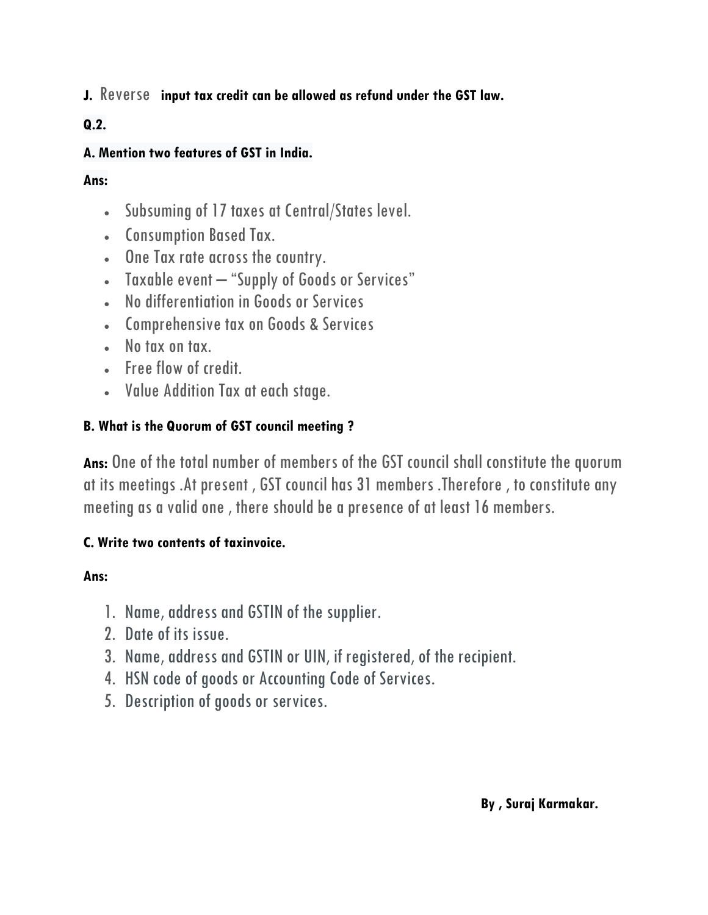**J.** Reverse **input tax credit can be allowed as refund under the GST law.**

**Q.2.**

**A. Mention two features of GST in India.**

**Ans:**

- Subsuming of 17 taxes at Central/States level.
- Consumption Based Tax.
- One Tax rate across the country.
- Taxable event – "Supply of Goods or Services"
- No differentiation in Goods or Services
- Comprehensive tax on Goods & Services
- No tax on tax.
- Free flow of credit.
- Value Addition Tax at each stage.

**B. What is the Quorum of GST council meeting ?**

**Ans:** One of the total number of members of the GST council shall constitute the quorum at its meetings .At present , GST council has 31 members .Therefore , to constitute any meeting as a valid one , there should be a presence of at least 16 members.

**C. Write two contents of taxinvoice.**

**Ans:**

1. Name, address and GSTIN of the supplier.
2. Date of its issue.
3. Name, address and GSTIN or UIN, if registered, of the recipient.
4. HSN code of goods or Accounting Code of Services.
5. Description of goods or services.

**By , Suraj Karmakar.**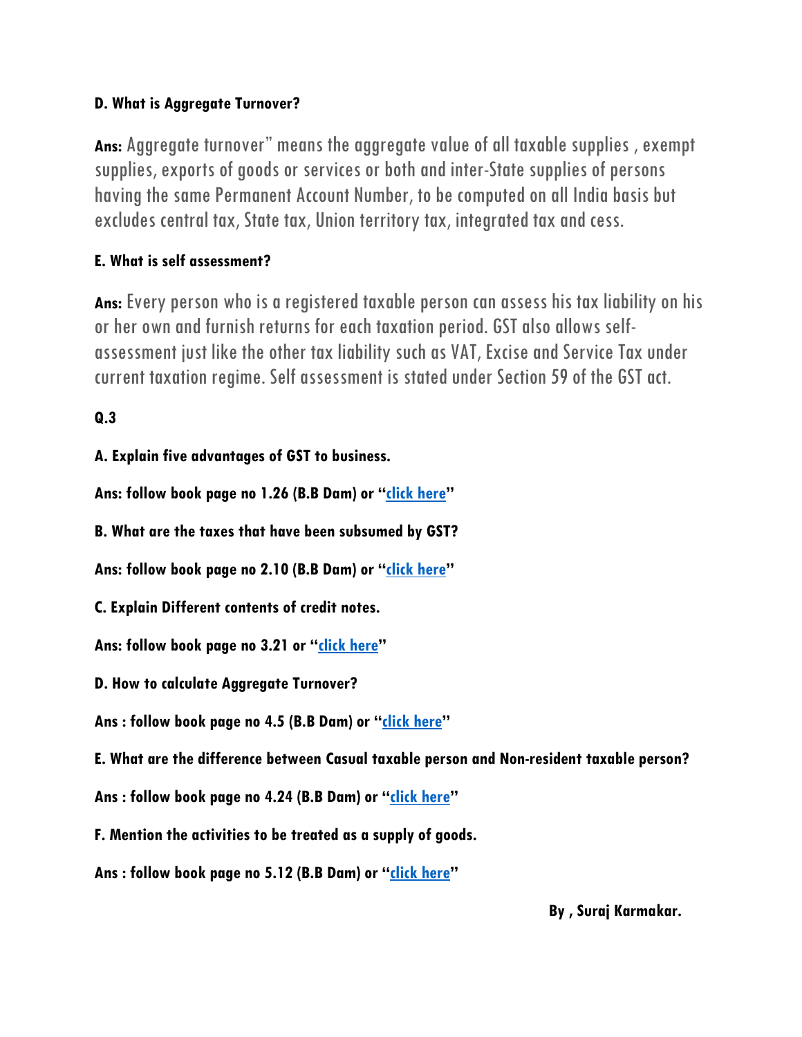**D. What is Aggregate Turnover?**

**Ans:** Aggregate turnover" means the aggregate value of all taxable supplies , exempt supplies, exports of goods or services or both and inter-State supplies of persons having the same Permanent Account Number, to be computed on all India basis but excludes central tax, State tax, Union territory tax, integrated tax and cess.

**E. What is self assessment?**

**Ans:** Every person who is a registered taxable person can assess his tax liability on his or her own and furnish returns for each taxation period. GST also allows self-assessment just like the other tax liability such as VAT, Excise and Service Tax under current taxation regime. Self assessment is stated under Section 59 of the GST act.

**Q.3**

**A. Explain five advantages of GST to business.**

**Ans: follow book page no 1.26 (B.B Dam) or "click here"**

**B. What are the taxes that have been subsumed by GST?**

**Ans: follow book page no 2.10 (B.B Dam) or "click here"**

**C. Explain Different contents of credit notes.**

**Ans: follow book page no 3.21 or "click here"**

**D. How to calculate Aggregate Turnover?**

**Ans : follow book page no 4.5 (B.B Dam) or "click here"**

**E. What are the difference between Casual taxable person and Non-resident taxable person?**

**Ans : follow book page no 4.24 (B.B Dam) or "click here"**

**F. Mention the activities to be treated as a supply of goods.**

**Ans : follow book page no 5.12 (B.B Dam) or "click here"**

**By , Suraj Karmakar.**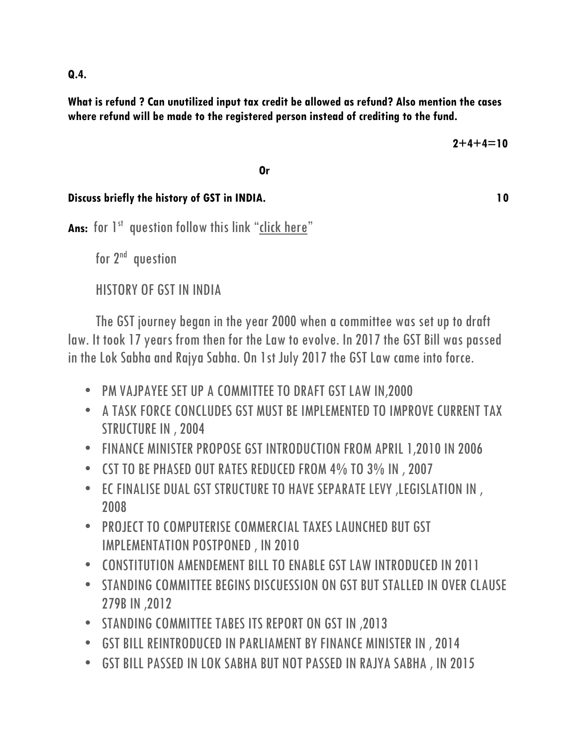**Q.4.**

**What is refund ? Can unutilized input tax credit be allowed as refund? Also mention the cases where refund will be made to the registered person instead of crediting to the fund.**

**2+4+4=10**

**Or**

**Discuss briefly the history of GST in INDIA.** **10**

**Ans:** for 1st question follow this link "click here"

for 2nd question

HISTORY OF GST IN INDIA

The GST journey began in the year 2000 when a committee was set up to draft law. It took 17 years from then for the Law to evolve. In 2017 the GST Bill was passed in the Lok Sabha and Rajya Sabha. On 1st July 2017 the GST Law came into force.

- PM VAJPAYEE SET UP A COMMITTEE TO DRAFT GST LAW IN,2000
- A TASK FORCE CONCLUDES GST MUST BE IMPLEMENTED TO IMPROVE CURRENT TAX STRUCTURE IN , 2004
- FINANCE MINISTER PROPOSE GST INTRODUCTION FROM APRIL 1,2010 IN 2006
- CST TO BE PHASED OUT RATES REDUCED FROM 4% TO 3% IN , 2007
- EC FINALISE DUAL GST STRUCTURE TO HAVE SEPARATE LEVY ,LEGISLATION IN , 2008
- PROJECT TO COMPUTERISE COMMERCIAL TAXES LAUNCHED BUT GST IMPLEMENTATION POSTPONED , IN 2010
- CONSTITUTION AMENDEMENT BILL TO ENABLE GST LAW INTRODUCED IN 2011
- STANDING COMMITTEE BEGINS DISCUESSION ON GST BUT STALLED IN OVER CLAUSE 279B IN ,2012
- STANDING COMMITTEE TABES ITS REPORT ON GST IN ,2013
- GST BILL REINTRODUCED IN PARLIAMENT BY FINANCE MINISTER IN , 2014
- GST BILL PASSED IN LOK SABHA BUT NOT PASSED IN RAJYA SABHA , IN 2015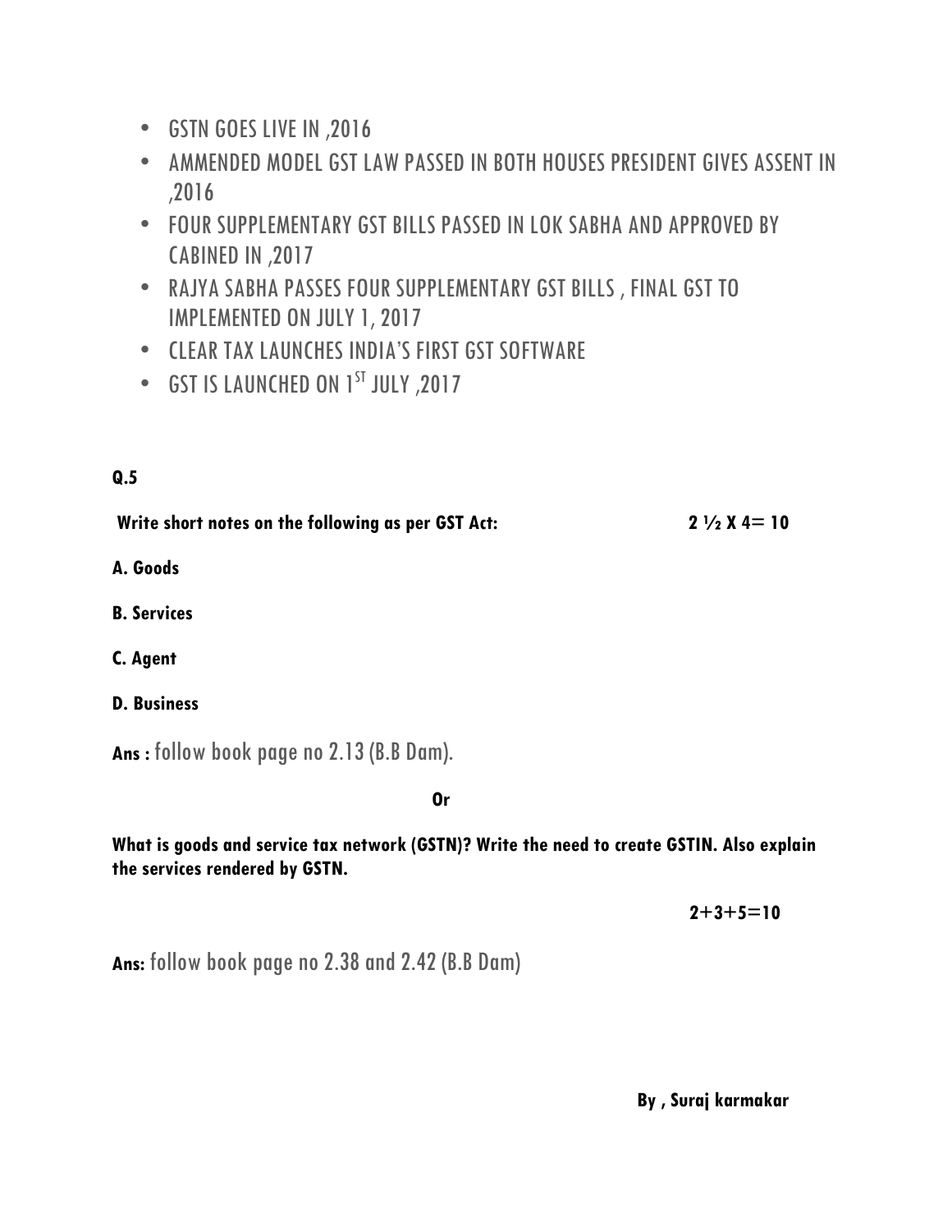- GSTN GOES LIVE IN ,2016
- AMMENDED MODEL GST LAW PASSED IN BOTH HOUSES PRESIDENT GIVES ASSENT IN ,2016
- FOUR SUPPLEMENTARY GST BILLS PASSED IN LOK SABHA AND APPROVED BY CABINED IN ,2017
- RAJYA SABHA PASSES FOUR SUPPLEMENTARY GST BILLS , FINAL GST TO IMPLEMENTED ON JULY 1, 2017
- CLEAR TAX LAUNCHES INDIA'S FIRST GST SOFTWARE
- GST IS LAUNCHED ON 1ST JULY ,2017

**Q.5**

**Write short notes on the following as per GST Act:** **2 ½ X 4= 10**

**A. Goods**

**B. Services**

**C. Agent**

**D. Business**

**Ans :** follow book page no 2.13 (B.B Dam).

**Or**

**What is goods and service tax network (GSTN)? Write the need to create GSTIN. Also explain the services rendered by GSTN.**

**2+3+5=10**

**Ans:** follow book page no 2.38 and 2.42 (B.B Dam)

**By , Suraj karmakar**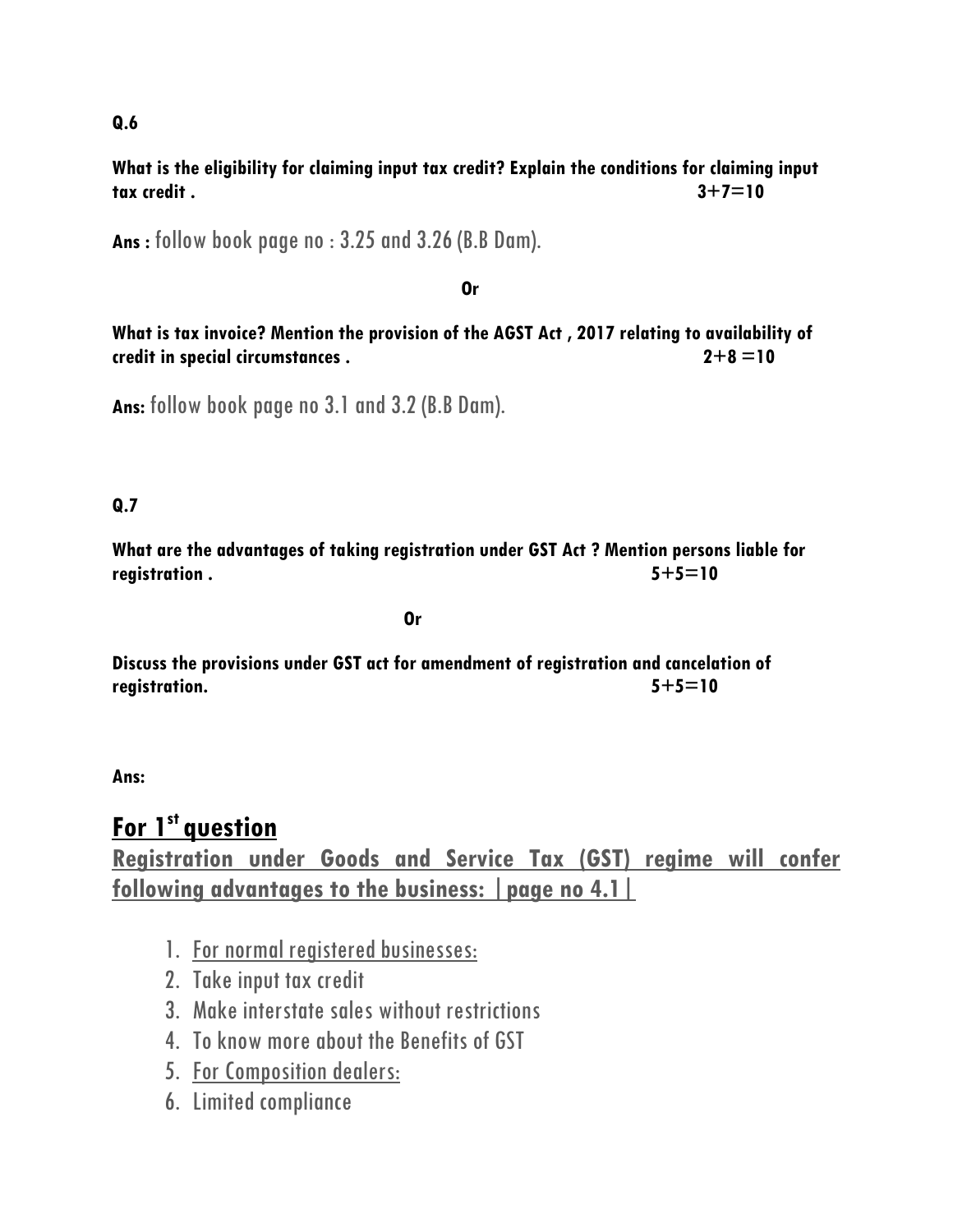**Q.6**

**What is the eligibility for claiming input tax credit? Explain the conditions for claiming input tax credit . 3+7=10**

**Ans :** follow book page no : 3.25 and 3.26 (B.B Dam).

**Or**

**What is tax invoice? Mention the provision of the AGST Act , 2017 relating to availability of credit in special circumstances . 2+8 =10**

**Ans:** follow book page no 3.1 and 3.2 (B.B Dam).

**Q.7**

**What are the advantages of taking registration under GST Act ? Mention persons liable for registration . 5+5=10**

**Or**

**Discuss the provisions under GST act for amendment of registration and cancelation of registration. 5+5=10**

**Ans:**

## For 1st question

**Registration under Goods and Service Tax (GST) regime will confer following advantages to the business: |page no 4.1|**

1. For normal registered businesses:
2. Take input tax credit
3. Make interstate sales without restrictions
4. To know more about the Benefits of GST
5. For Composition dealers:
6. Limited compliance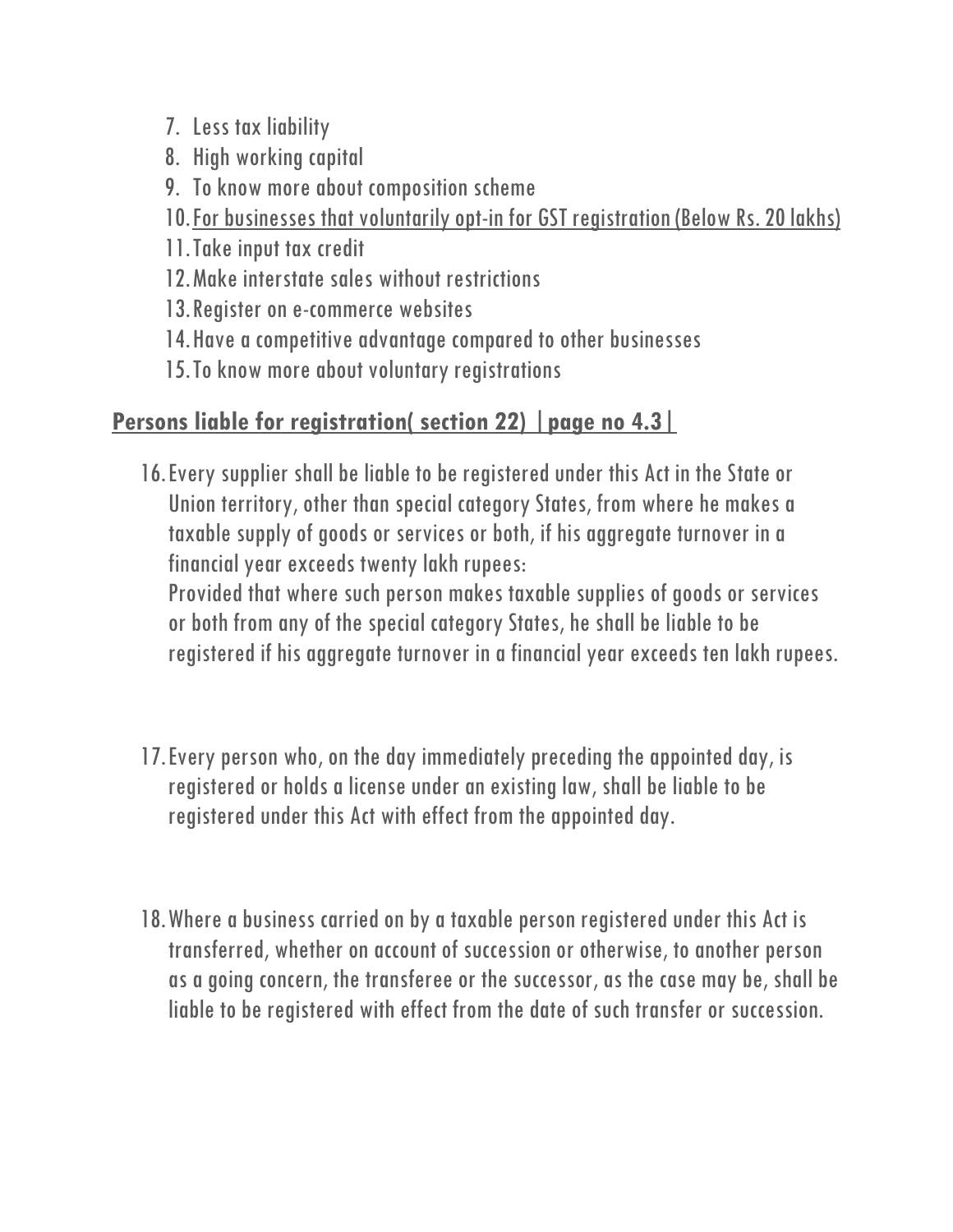7. Less tax liability
8. High working capital
9. To know more about composition scheme
10. For businesses that voluntarily opt-in for GST registration (Below Rs. 20 lakhs)
11. Take input tax credit
12. Make interstate sales without restrictions
13. Register on e-commerce websites
14. Have a competitive advantage compared to other businesses
15. To know more about voluntary registrations

## **Persons liable for registration( section 22) |page no 4.3|**

16. Every supplier shall be liable to be registered under this Act in the State or Union territory, other than special category States, from where he makes a taxable supply of goods or services or both, if his aggregate turnover in a financial year exceeds twenty lakh rupees:
    Provided that where such person makes taxable supplies of goods or services or both from any of the special category States, he shall be liable to be registered if his aggregate turnover in a financial year exceeds ten lakh rupees.

17. Every person who, on the day immediately preceding the appointed day, is registered or holds a license under an existing law, shall be liable to be registered under this Act with effect from the appointed day.

18. Where a business carried on by a taxable person registered under this Act is transferred, whether on account of succession or otherwise, to another person as a going concern, the transferee or the successor, as the case may be, shall be liable to be registered with effect from the date of such transfer or succession.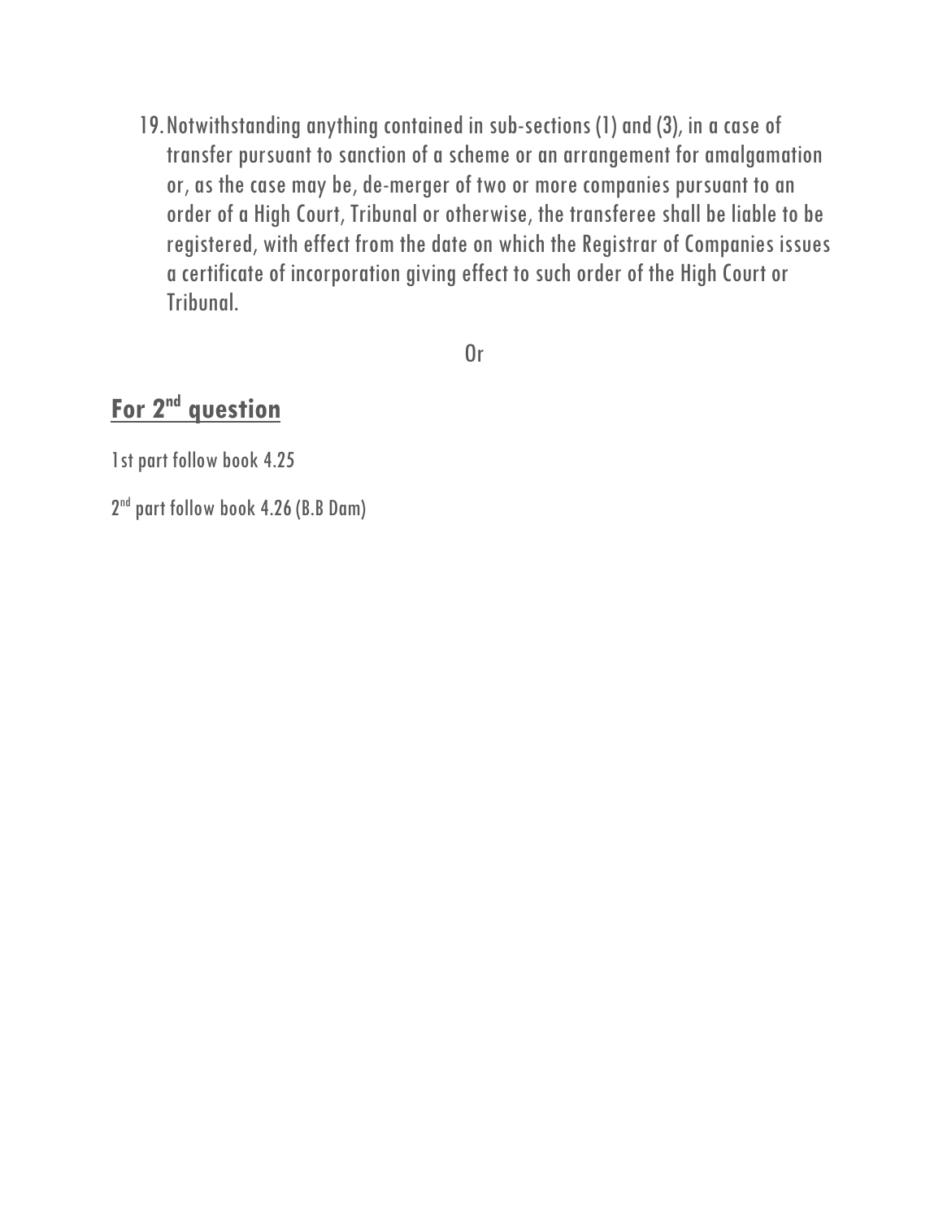19. Notwithstanding anything contained in sub-sections (1) and (3), in a case of transfer pursuant to sanction of a scheme or an arrangement for amalgamation or, as the case may be, de-merger of two or more companies pursuant to an order of a High Court, Tribunal or otherwise, the transferee shall be liable to be registered, with effect from the date on which the Registrar of Companies issues a certificate of incorporation giving effect to such order of the High Court or Tribunal.

Or

## For 2nd question

1st part follow book 4.25

2nd part follow book 4.26 (B.B Dam)